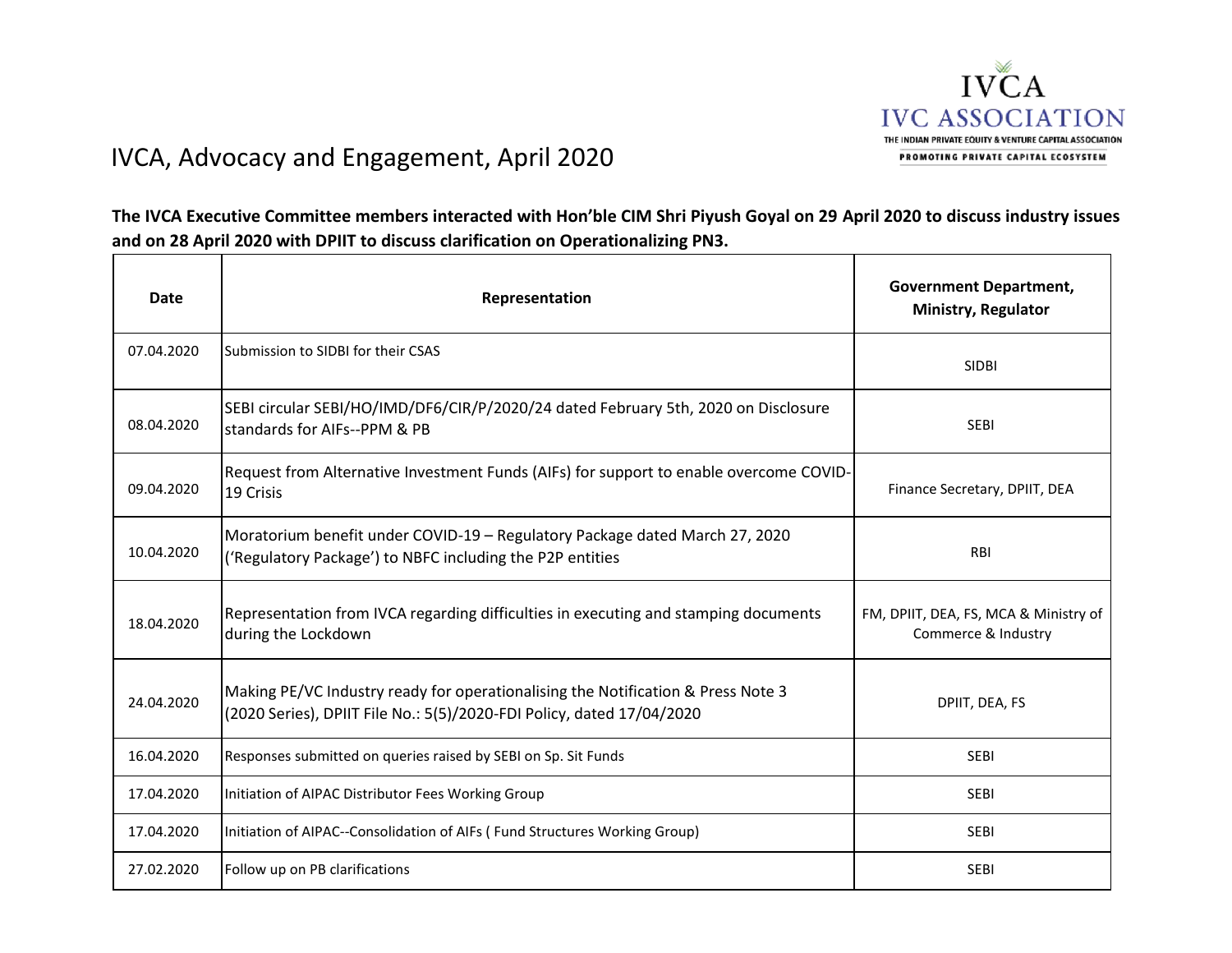# IVCA, Advocacy and Engagement, April 2020

**The IVCA Executive Committee members interacted with Hon'ble CIM Shri Piyush Goyal on 29 April 2020 to discuss industry issues and on 28 April 2020 with DPIIT to discuss clarification on Operationalizing PN3.**

| Date | Representation | Government Department, Ministry, Regulator |
|---|---|---|
| 07.04.2020 | Submission to SIDBI for their CSAS | SIDBI |
| 08.04.2020 | SEBI circular SEBI/HO/IMD/DF6/CIR/P/2020/24 dated February 5th, 2020 on Disclosure standards for AIFs--PPM & PB | SEBI |
| 09.04.2020 | Request from Alternative Investment Funds (AIFs) for support to enable overcome COVID-19 Crisis | Finance Secretary, DPIIT, DEA |
| 10.04.2020 | Moratorium benefit under COVID-19 – Regulatory Package dated March 27, 2020 ('Regulatory Package') to NBFC including the P2P entities | RBI |
| 18.04.2020 | Representation from IVCA regarding difficulties in executing and stamping documents during the Lockdown | FM, DPIIT, DEA, FS, MCA & Ministry of Commerce & Industry |
| 24.04.2020 | Making PE/VC Industry ready for operationalising the Notification & Press Note 3 (2020 Series), DPIIT File No.: 5(5)/2020-FDI Policy, dated 17/04/2020 | DPIIT, DEA, FS |
| 16.04.2020 | Responses submitted on queries raised by SEBI on Sp. Sit Funds | SEBI |
| 17.04.2020 | Initiation of AIPAC Distributor Fees Working Group | SEBI |
| 17.04.2020 | Initiation of AIPAC--Consolidation of AIFs ( Fund Structures Working Group) | SEBI |
| 27.02.2020 | Follow up on PB clarifications | SEBI |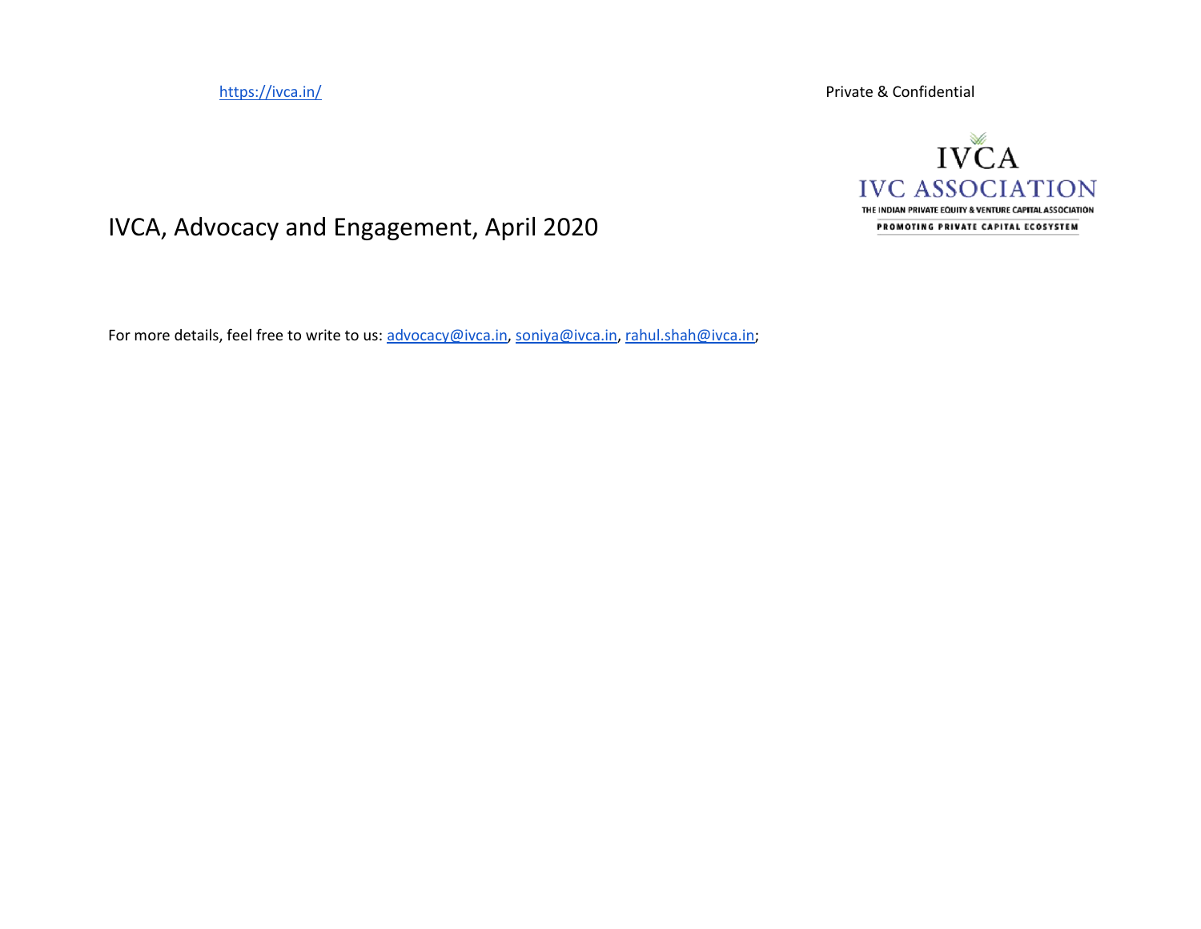https://ivca.in/

Private & Confidential

IVCA
IVC ASSOCIATION
THE INDIAN PRIVATE EQUITY & VENTURE CAPITAL ASSOCIATION
PROMOTING PRIVATE CAPITAL ECOSYSTEM

# IVCA, Advocacy and Engagement, April 2020

For more details, feel free to write to us: advocacy@ivca.in, soniya@ivca.in, rahul.shah@ivca.in;